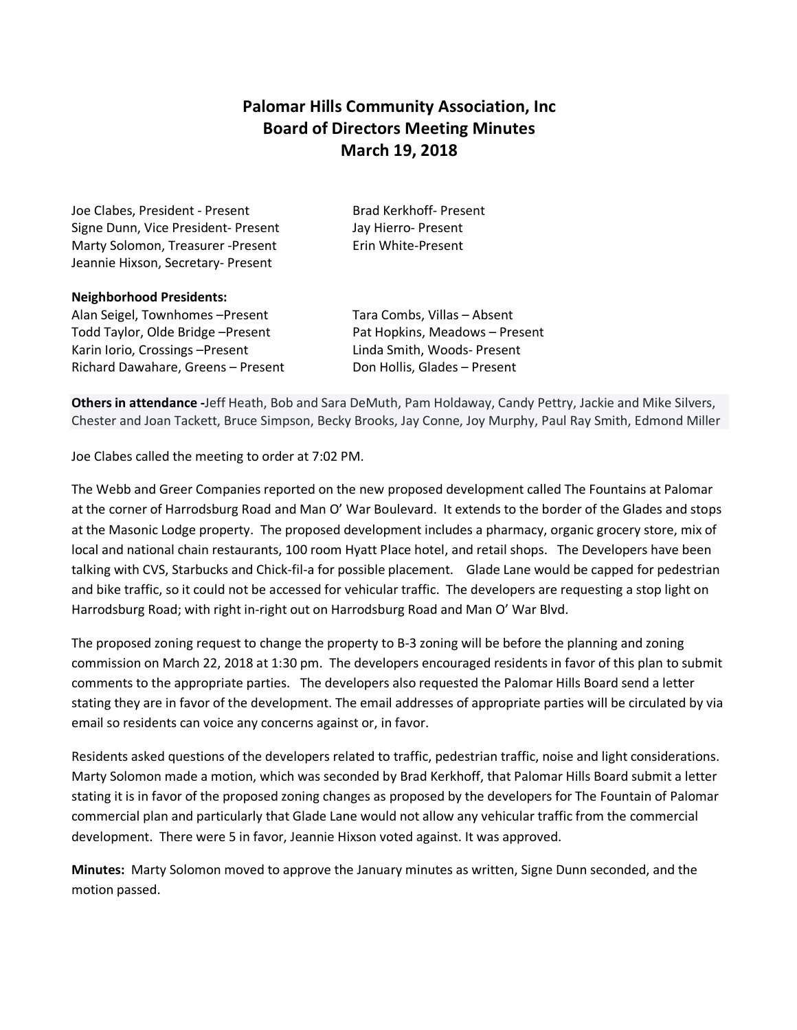# Palomar Hills Community Association, Inc
## Board of Directors Meeting Minutes
## March 19, 2018

Joe Clabes, President - Present
Signe Dunn, Vice President- Present
Marty Solomon, Treasurer -Present
Jeannie Hixson, Secretary- Present
Brad Kerkhoff- Present
Jay Hierro- Present
Erin White-Present

**Neighborhood Presidents:**

Alan Seigel, Townhomes –Present
Todd Taylor, Olde Bridge –Present
Karin Iorio, Crossings –Present
Richard Dawahare, Greens – Present
Tara Combs, Villas – Absent
Pat Hopkins, Meadows – Present
Linda Smith, Woods- Present
Don Hollis, Glades – Present

**Others in attendance -**Jeff Heath, Bob and Sara DeMuth, Pam Holdaway, Candy Pettry, Jackie and Mike Silvers, Chester and Joan Tackett, Bruce Simpson, Becky Brooks, Jay Conne, Joy Murphy, Paul Ray Smith, Edmond Miller

Joe Clabes called the meeting to order at 7:02 PM.

The Webb and Greer Companies reported on the new proposed development called The Fountains at Palomar at the corner of Harrodsburg Road and Man O' War Boulevard. It extends to the border of the Glades and stops at the Masonic Lodge property. The proposed development includes a pharmacy, organic grocery store, mix of local and national chain restaurants, 100 room Hyatt Place hotel, and retail shops. The Developers have been talking with CVS, Starbucks and Chick-fil-a for possible placement. Glade Lane would be capped for pedestrian and bike traffic, so it could not be accessed for vehicular traffic. The developers are requesting a stop light on Harrodsburg Road; with right in-right out on Harrodsburg Road and Man O' War Blvd.

The proposed zoning request to change the property to B-3 zoning will be before the planning and zoning commission on March 22, 2018 at 1:30 pm. The developers encouraged residents in favor of this plan to submit comments to the appropriate parties. The developers also requested the Palomar Hills Board send a letter stating they are in favor of the development. The email addresses of appropriate parties will be circulated by via email so residents can voice any concerns against or, in favor.

Residents asked questions of the developers related to traffic, pedestrian traffic, noise and light considerations. Marty Solomon made a motion, which was seconded by Brad Kerkhoff, that Palomar Hills Board submit a letter stating it is in favor of the proposed zoning changes as proposed by the developers for The Fountain of Palomar commercial plan and particularly that Glade Lane would not allow any vehicular traffic from the commercial development. There were 5 in favor, Jeannie Hixson voted against. It was approved.

**Minutes:** Marty Solomon moved to approve the January minutes as written, Signe Dunn seconded, and the motion passed.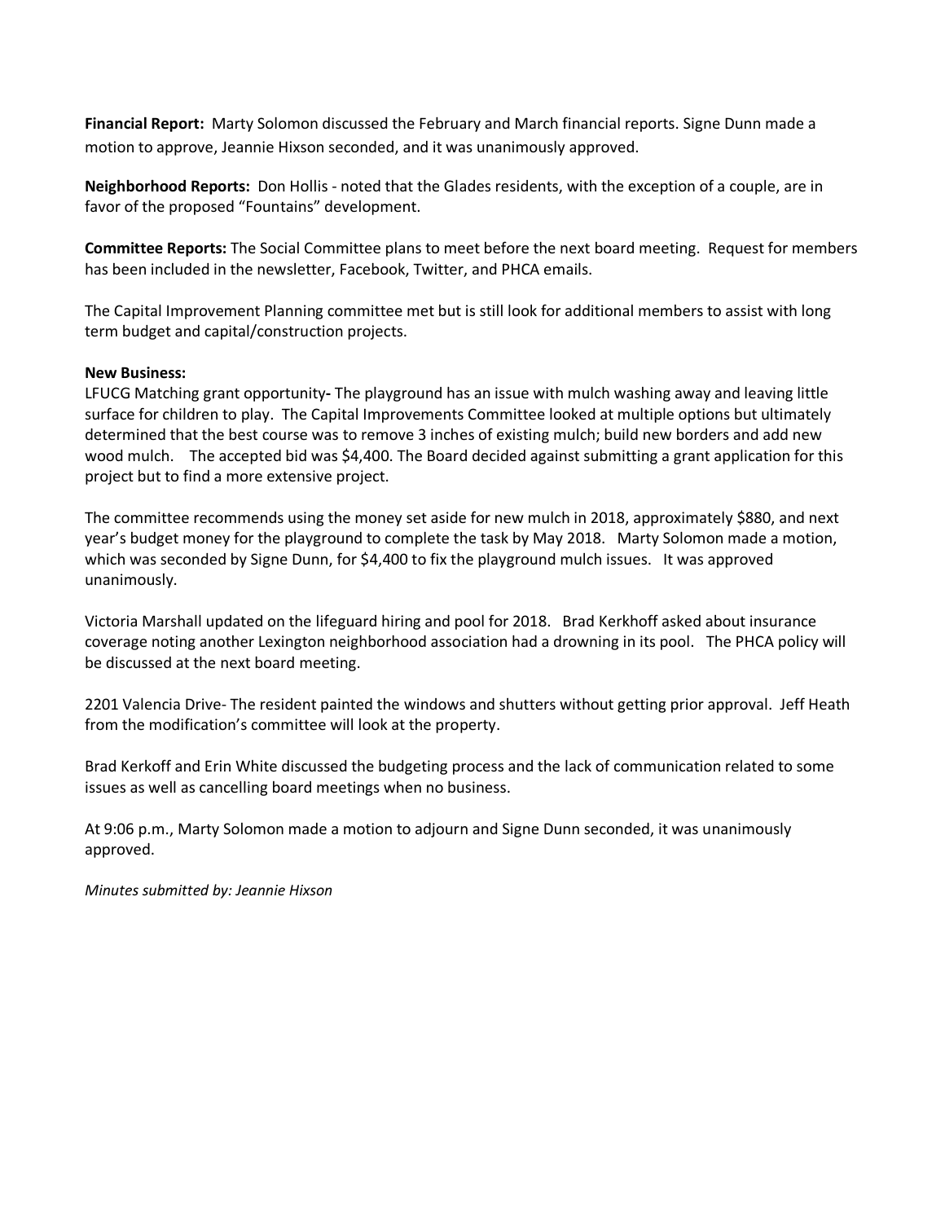**Financial Report:** Marty Solomon discussed the February and March financial reports. Signe Dunn made a motion to approve, Jeannie Hixson seconded, and it was unanimously approved.

**Neighborhood Reports:** Don Hollis - noted that the Glades residents, with the exception of a couple, are in favor of the proposed "Fountains" development.

**Committee Reports:** The Social Committee plans to meet before the next board meeting. Request for members has been included in the newsletter, Facebook, Twitter, and PHCA emails.

The Capital Improvement Planning committee met but is still look for additional members to assist with long term budget and capital/construction projects.

**New Business:**
LFUCG Matching grant opportunity**-** The playground has an issue with mulch washing away and leaving little surface for children to play. The Capital Improvements Committee looked at multiple options but ultimately determined that the best course was to remove 3 inches of existing mulch; build new borders and add new wood mulch. The accepted bid was $4,400. The Board decided against submitting a grant application for this project but to find a more extensive project.

The committee recommends using the money set aside for new mulch in 2018, approximately $880, and next year's budget money for the playground to complete the task by May 2018. Marty Solomon made a motion, which was seconded by Signe Dunn, for $4,400 to fix the playground mulch issues. It was approved unanimously.

Victoria Marshall updated on the lifeguard hiring and pool for 2018. Brad Kerkhoff asked about insurance coverage noting another Lexington neighborhood association had a drowning in its pool. The PHCA policy will be discussed at the next board meeting.

2201 Valencia Drive- The resident painted the windows and shutters without getting prior approval. Jeff Heath from the modification's committee will look at the property.

Brad Kerkoff and Erin White discussed the budgeting process and the lack of communication related to some issues as well as cancelling board meetings when no business.

At 9:06 p.m., Marty Solomon made a motion to adjourn and Signe Dunn seconded, it was unanimously approved.

*Minutes submitted by: Jeannie Hixson*